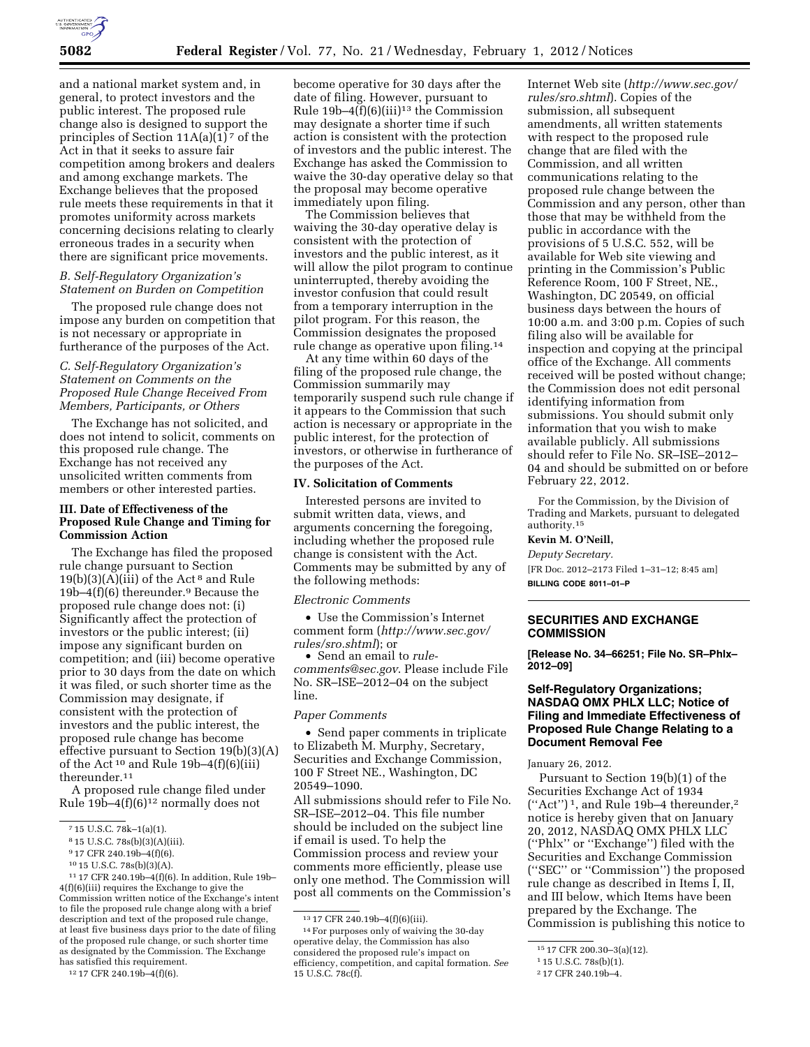and a national market system and, in general, to protect investors and the public interest. The proposed rule change also is designed to support the principles of Section 11A(a)(1)[7] of the Act in that it seeks to assure fair competition among brokers and dealers and among exchange markets. The Exchange believes that the proposed rule meets these requirements in that it promotes uniformity across markets concerning decisions relating to clearly erroneous trades in a security when there are significant price movements.

### B. Self-Regulatory Organization's Statement on Burden on Competition

The proposed rule change does not impose any burden on competition that is not necessary or appropriate in furtherance of the purposes of the Act.

### C. Self-Regulatory Organization's Statement on Comments on the Proposed Rule Change Received From Members, Participants, or Others

The Exchange has not solicited, and does not intend to solicit, comments on this proposed rule change. The Exchange has not received any unsolicited written comments from members or other interested parties.

## III. Date of Effectiveness of the Proposed Rule Change and Timing for Commission Action

The Exchange has filed the proposed rule change pursuant to Section 19(b)(3)(A)(iii) of the Act[8] and Rule 19b–4(f)(6) thereunder.[9] Because the proposed rule change does not: (i) Significantly affect the protection of investors or the public interest; (ii) impose any significant burden on competition; and (iii) become operative prior to 30 days from the date on which it was filed, or such shorter time as the Commission may designate, if consistent with the protection of investors and the public interest, the proposed rule change has become effective pursuant to Section 19(b)(3)(A) of the Act[10] and Rule 19b–4(f)(6)(iii) thereunder.[11]

A proposed rule change filed under Rule 19b–4(f)(6)[12] normally does not become operative for 30 days after the date of filing. However, pursuant to Rule 19b–4(f)(6)(iii)[13] the Commission may designate a shorter time if such action is consistent with the protection of investors and the public interest. The Exchange has asked the Commission to waive the 30-day operative delay so that the proposal may become operative immediately upon filing.

The Commission believes that waiving the 30-day operative delay is consistent with the protection of investors and the public interest, as it will allow the pilot program to continue uninterrupted, thereby avoiding the investor confusion that could result from a temporary interruption in the pilot program. For this reason, the Commission designates the proposed rule change as operative upon filing.[14]

At any time within 60 days of the filing of the proposed rule change, the Commission summarily may temporarily suspend such rule change if it appears to the Commission that such action is necessary or appropriate in the public interest, for the protection of investors, or otherwise in furtherance of the purposes of the Act.

## IV. Solicitation of Comments

Interested persons are invited to submit written data, views, and arguments concerning the foregoing, including whether the proposed rule change is consistent with the Act. Comments may be submitted by any of the following methods:

*Electronic Comments*

- Use the Commission's Internet comment form (*http://www.sec.gov/rules/sro.shtml*); or
- Send an email to *rule-comments@sec.gov*. Please include File No. SR–ISE–2012–04 on the subject line.

*Paper Comments*

- Send paper comments in triplicate to Elizabeth M. Murphy, Secretary, Securities and Exchange Commission, 100 F Street NE., Washington, DC 20549–1090.

All submissions should refer to File No. SR–ISE–2012–04. This file number should be included on the subject line if email is used. To help the Commission process and review your comments more efficiently, please use only one method. The Commission will post all comments on the Commission's Internet Web site (*http://www.sec.gov/rules/sro.shtml*). Copies of the submission, all subsequent amendments, all written statements with respect to the proposed rule change that are filed with the Commission, and all written communications relating to the proposed rule change between the Commission and any person, other than those that may be withheld from the public in accordance with the provisions of 5 U.S.C. 552, will be available for Web site viewing and printing in the Commission's Public Reference Room, 100 F Street, NE., Washington, DC 20549, on official business days between the hours of 10:00 a.m. and 3:00 p.m. Copies of such filing also will be available for inspection and copying at the principal office of the Exchange. All comments received will be posted without change; the Commission does not edit personal identifying information from submissions. You should submit only information that you wish to make available publicly. All submissions should refer to File No. SR–ISE–2012–04 and should be submitted on or before February 22, 2012.

For the Commission, by the Division of Trading and Markets, pursuant to delegated authority.[15]

**Kevin M. O'Neill,**

*Deputy Secretary.*

[FR Doc. 2012–2173 Filed 1–31–12; 8:45 am]

**BILLING CODE 8011–01–P**

---

## SECURITIES AND EXCHANGE COMMISSION

**[Release No. 34–66251; File No. SR–Phlx–2012–09]**

### Self-Regulatory Organizations; NASDAQ OMX PHLX LLC; Notice of Filing and Immediate Effectiveness of Proposed Rule Change Relating to a Document Removal Fee

January 26, 2012.

Pursuant to Section 19(b)(1) of the Securities Exchange Act of 1934 ("Act")[1], and Rule 19b–4 thereunder,[2] notice is hereby given that on January 20, 2012, NASDAQ OMX PHLX LLC ("Phlx" or "Exchange") filed with the Securities and Exchange Commission ("SEC" or "Commission") the proposed rule change as described in Items I, II, and III below, which Items have been prepared by the Exchange. The Commission is publishing this notice to

---

[7] 15 U.S.C. 78k–1(a)(1).

[8] 15 U.S.C. 78s(b)(3)(A)(iii).

[9] 17 CFR 240.19b–4(f)(6).

[10] 15 U.S.C. 78s(b)(3)(A).

[11] 17 CFR 240.19b–4(f)(6). In addition, Rule 19b–4(f)(6)(iii) requires the Exchange to give the Commission written notice of the Exchange's intent to file the proposed rule change along with a brief description and text of the proposed rule change, at least five business days prior to the date of filing of the proposed rule change, or such shorter time as designated by the Commission. The Exchange has satisfied this requirement.

[12] 17 CFR 240.19b–4(f)(6).

[13] 17 CFR 240.19b–4(f)(6)(iii).

[14] For purposes only of waiving the 30-day operative delay, the Commission has also considered the proposed rule's impact on efficiency, competition, and capital formation. *See* 15 U.S.C. 78c(f).

[15] 17 CFR 200.30–3(a)(12).

[1] 15 U.S.C. 78s(b)(1).

[2] 17 CFR 240.19b–4.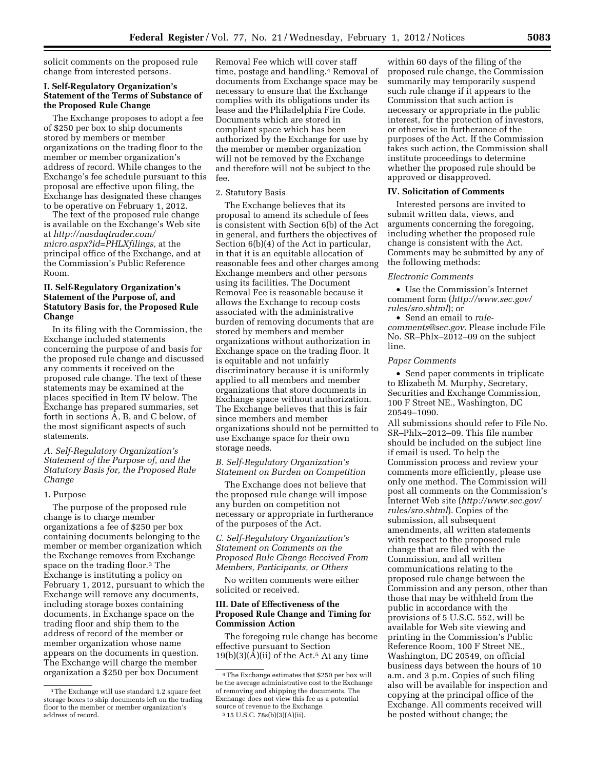solicit comments on the proposed rule change from interested persons.

## I. Self-Regulatory Organization's Statement of the Terms of Substance of the Proposed Rule Change

The Exchange proposes to adopt a fee of $250 per box to ship documents stored by members or member organizations on the trading floor to the member or member organization's address of record. While changes to the Exchange's fee schedule pursuant to this proposal are effective upon filing, the Exchange has designated these changes to be operative on February 1, 2012.

The text of the proposed rule change is available on the Exchange's Web site at *http://nasdaqtrader.com/micro.aspx?id=PHLXfilings,* at the principal office of the Exchange, and at the Commission's Public Reference Room.

## II. Self-Regulatory Organization's Statement of the Purpose of, and Statutory Basis for, the Proposed Rule Change

In its filing with the Commission, the Exchange included statements concerning the purpose of and basis for the proposed rule change and discussed any comments it received on the proposed rule change. The text of these statements may be examined at the places specified in Item IV below. The Exchange has prepared summaries, set forth in sections A, B, and C below, of the most significant aspects of such statements.

### *A. Self-Regulatory Organization's Statement of the Purpose of, and the Statutory Basis for, the Proposed Rule Change*

1. Purpose

The purpose of the proposed rule change is to charge member organizations a fee of $250 per box containing documents belonging to the member or member organization which the Exchange removes from Exchange space on the trading floor.[3] The Exchange is instituting a policy on February 1, 2012, pursuant to which the Exchange will remove any documents, including storage boxes containing documents, in Exchange space on the trading floor and ship them to the address of record of the member or member organization whose name appears on the documents in question. The Exchange will charge the member organization a $250 per box Document Removal Fee which will cover staff time, postage and handling.[4] Removal of documents from Exchange space may be necessary to ensure that the Exchange complies with its obligations under its lease and the Philadelphia Fire Code. Documents which are stored in compliant space which has been authorized by the Exchange for use by the member or member organization will not be removed by the Exchange and therefore will not be subject to the fee.

2. Statutory Basis

The Exchange believes that its proposal to amend its schedule of fees is consistent with Section 6(b) of the Act in general, and furthers the objectives of Section 6(b)(4) of the Act in particular, in that it is an equitable allocation of reasonable fees and other charges among Exchange members and other persons using its facilities. The Document Removal Fee is reasonable because it allows the Exchange to recoup costs associated with the administrative burden of removing documents that are stored by members and member organizations without authorization in Exchange space on the trading floor. It is equitable and not unfairly discriminatory because it is uniformly applied to all members and member organizations that store documents in Exchange space without authorization. The Exchange believes that this is fair since members and member organizations should not be permitted to use Exchange space for their own storage needs.

### *B. Self-Regulatory Organization's Statement on Burden on Competition*

The Exchange does not believe that the proposed rule change will impose any burden on competition not necessary or appropriate in furtherance of the purposes of the Act.

### *C. Self-Regulatory Organization's Statement on Comments on the Proposed Rule Change Received From Members, Participants, or Others*

No written comments were either solicited or received.

## III. Date of Effectiveness of the Proposed Rule Change and Timing for Commission Action

The foregoing rule change has become effective pursuant to Section 19(b)(3)(A)(ii) of the Act.[5] At any time within 60 days of the filing of the proposed rule change, the Commission summarily may temporarily suspend such rule change if it appears to the Commission that such action is necessary or appropriate in the public interest, for the protection of investors, or otherwise in furtherance of the purposes of the Act. If the Commission takes such action, the Commission shall institute proceedings to determine whether the proposed rule should be approved or disapproved.

## IV. Solicitation of Comments

Interested persons are invited to submit written data, views, and arguments concerning the foregoing, including whether the proposed rule change is consistent with the Act. Comments may be submitted by any of the following methods:

*Electronic Comments*

- Use the Commission's Internet comment form (*http://www.sec.gov/rules/sro.shtml*); or
- Send an email to *rule-comments@sec.gov.* Please include File No. SR–Phlx–2012–09 on the subject line.

*Paper Comments*

- Send paper comments in triplicate to Elizabeth M. Murphy, Secretary, Securities and Exchange Commission, 100 F Street NE., Washington, DC 20549–1090.

All submissions should refer to File No. SR–Phlx–2012–09. This file number should be included on the subject line if email is used. To help the Commission process and review your comments more efficiently, please use only one method. The Commission will post all comments on the Commission's Internet Web site (*http://www.sec.gov/rules/sro.shtml*). Copies of the submission, all subsequent amendments, all written statements with respect to the proposed rule change that are filed with the Commission, and all written communications relating to the proposed rule change between the Commission and any person, other than those that may be withheld from the public in accordance with the provisions of 5 U.S.C. 552, will be available for Web site viewing and printing in the Commission's Public Reference Room, 100 F Street NE., Washington, DC 20549, on official business days between the hours of 10 a.m. and 3 p.m. Copies of such filing also will be available for inspection and copying at the principal office of the Exchange. All comments received will be posted without change; the

---

[3] The Exchange will use standard 1.2 square feet storage boxes to ship documents left on the trading floor to the member or member organization's address of record.

[4] The Exchange estimates that $250 per box will be the average administrative cost to the Exchange of removing and shipping the documents. The Exchange does not view this fee as a potential source of revenue to the Exchange.

[5] 15 U.S.C. 78s(b)(3)(A)(ii).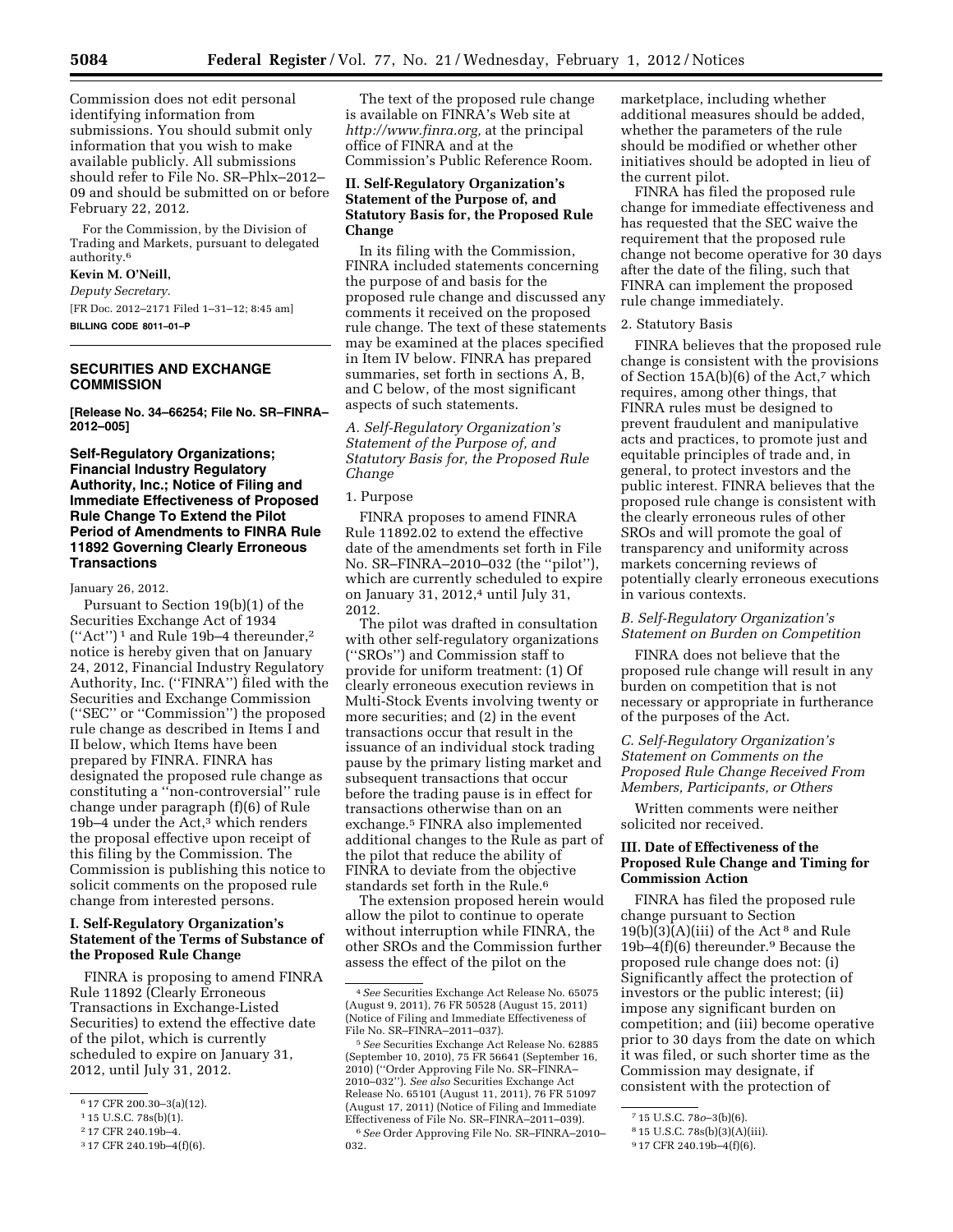Commission does not edit personal identifying information from submissions. You should submit only information that you wish to make available publicly. All submissions should refer to File No. SR–Phlx–2012–09 and should be submitted on or before February 22, 2012.

For the Commission, by the Division of Trading and Markets, pursuant to delegated authority.[6]

**Kevin M. O'Neill,**

*Deputy Secretary.*

[FR Doc. 2012–2171 Filed 1–31–12; 8:45 am]

**BILLING CODE 8011–01–P**

---

## SECURITIES AND EXCHANGE COMMISSION

**[Release No. 34–66254; File No. SR–FINRA–2012–005]**

## Self-Regulatory Organizations; Financial Industry Regulatory Authority, Inc.; Notice of Filing and Immediate Effectiveness of Proposed Rule Change To Extend the Pilot Period of Amendments to FINRA Rule 11892 Governing Clearly Erroneous Transactions

January 26, 2012.

Pursuant to Section 19(b)(1) of the Securities Exchange Act of 1934 (''Act'')[1] and Rule 19b–4 thereunder,[2] notice is hereby given that on January 24, 2012, Financial Industry Regulatory Authority, Inc. (''FINRA'') filed with the Securities and Exchange Commission (''SEC'' or ''Commission'') the proposed rule change as described in Items I and II below, which Items have been prepared by FINRA. FINRA has designated the proposed rule change as constituting a ''non-controversial'' rule change under paragraph (f)(6) of Rule 19b–4 under the Act,[3] which renders the proposal effective upon receipt of this filing by the Commission. The Commission is publishing this notice to solicit comments on the proposed rule change from interested persons.

### I. Self-Regulatory Organization's Statement of the Terms of Substance of the Proposed Rule Change

FINRA is proposing to amend FINRA Rule 11892 (Clearly Erroneous Transactions in Exchange-Listed Securities) to extend the effective date of the pilot, which is currently scheduled to expire on January 31, 2012, until July 31, 2012.

The text of the proposed rule change is available on FINRA's Web site at *http://www.finra.org,* at the principal office of FINRA and at the Commission's Public Reference Room.

### II. Self-Regulatory Organization's Statement of the Purpose of, and Statutory Basis for, the Proposed Rule Change

In its filing with the Commission, FINRA included statements concerning the purpose of and basis for the proposed rule change and discussed any comments it received on the proposed rule change. The text of these statements may be examined at the places specified in Item IV below. FINRA has prepared summaries, set forth in sections A, B, and C below, of the most significant aspects of such statements.

#### *A. Self-Regulatory Organization's Statement of the Purpose of, and Statutory Basis for, the Proposed Rule Change*

1. Purpose

FINRA proposes to amend FINRA Rule 11892.02 to extend the effective date of the amendments set forth in File No. SR–FINRA–2010–032 (the ''pilot''), which are currently scheduled to expire on January 31, 2012,[4] until July 31, 2012.

The pilot was drafted in consultation with other self-regulatory organizations (''SROs'') and Commission staff to provide for uniform treatment: (1) Of clearly erroneous execution reviews in Multi-Stock Events involving twenty or more securities; and (2) in the event transactions occur that result in the issuance of an individual stock trading pause by the primary listing market and subsequent transactions that occur before the trading pause is in effect for transactions otherwise than on an exchange.[5] FINRA also implemented additional changes to the Rule as part of the pilot that reduce the ability of FINRA to deviate from the objective standards set forth in the Rule.[6]

The extension proposed herein would allow the pilot to continue to operate without interruption while FINRA, the other SROs and the Commission further assess the effect of the pilot on the marketplace, including whether additional measures should be added, whether the parameters of the rule should be modified or whether other initiatives should be adopted in lieu of the current pilot.

FINRA has filed the proposed rule change for immediate effectiveness and has requested that the SEC waive the requirement that the proposed rule change not become operative for 30 days after the date of the filing, such that FINRA can implement the proposed rule change immediately.

2. Statutory Basis

FINRA believes that the proposed rule change is consistent with the provisions of Section 15A(b)(6) of the Act,[7] which requires, among other things, that FINRA rules must be designed to prevent fraudulent and manipulative acts and practices, to promote just and equitable principles of trade and, in general, to protect investors and the public interest. FINRA believes that the proposed rule change is consistent with the clearly erroneous rules of other SROs and will promote the goal of transparency and uniformity across markets concerning reviews of potentially clearly erroneous executions in various contexts.

#### *B. Self-Regulatory Organization's Statement on Burden on Competition*

FINRA does not believe that the proposed rule change will result in any burden on competition that is not necessary or appropriate in furtherance of the purposes of the Act.

#### *C. Self-Regulatory Organization's Statement on Comments on the Proposed Rule Change Received From Members, Participants, or Others*

Written comments were neither solicited nor received.

### III. Date of Effectiveness of the Proposed Rule Change and Timing for Commission Action

FINRA has filed the proposed rule change pursuant to Section 19(b)(3)(A)(iii) of the Act[8] and Rule 19b–4(f)(6) thereunder.[9] Because the proposed rule change does not: (i) Significantly affect the protection of investors or the public interest; (ii) impose any significant burden on competition; and (iii) become operative prior to 30 days from the date on which it was filed, or such shorter time as the Commission may designate, if consistent with the protection of

---

[6] 17 CFR 200.30–3(a)(12).

[1] 15 U.S.C. 78s(b)(1).

[2] 17 CFR 240.19b–4.

[3] 17 CFR 240.19b–4(f)(6).

[4] *See* Securities Exchange Act Release No. 65075 (August 9, 2011), 76 FR 50528 (August 15, 2011) (Notice of Filing and Immediate Effectiveness of File No. SR–FINRA–2011–037).

[5] *See* Securities Exchange Act Release No. 62885 (September 10, 2010), 75 FR 56641 (September 16, 2010) (''Order Approving File No. SR–FINRA–2010–032''). *See also* Securities Exchange Act Release No. 65101 (August 11, 2011), 76 FR 51097 (August 17, 2011) (Notice of Filing and Immediate Effectiveness of File No. SR–FINRA–2011–039).

[6] *See* Order Approving File No. SR–FINRA–2010–032.

[7] 15 U.S.C. 78*o*–3(b)(6).

[8] 15 U.S.C. 78s(b)(3)(A)(iii).

[9] 17 CFR 240.19b–4(f)(6).